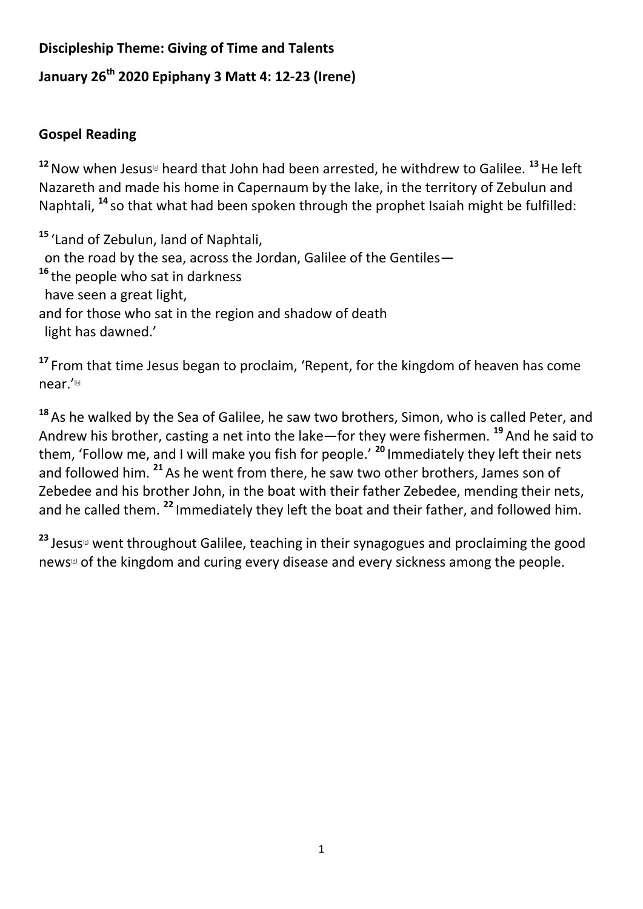**Discipleship Theme: Giving of Time and Talents**

**January 26th 2020 Epiphany 3 Matt 4: 12-23 (Irene)**

## Gospel Reading

**12** Now when Jesus[a] heard that John had been arrested, he withdrew to Galilee. **13** He left Nazareth and made his home in Capernaum by the lake, in the territory of Zebulun and Naphtali, **14** so that what had been spoken through the prophet Isaiah might be fulfilled:

**15** 'Land of Zebulun, land of Naphtali,
  on the road by the sea, across the Jordan, Galilee of the Gentiles—
**16** the people who sat in darkness
  have seen a great light,
and for those who sat in the region and shadow of death
  light has dawned.'

**17** From that time Jesus began to proclaim, 'Repent, for the kingdom of heaven has come near.'[b]

**18** As he walked by the Sea of Galilee, he saw two brothers, Simon, who is called Peter, and Andrew his brother, casting a net into the lake—for they were fishermen. **19** And he said to them, 'Follow me, and I will make you fish for people.' **20** Immediately they left their nets and followed him. **21** As he went from there, he saw two other brothers, James son of Zebedee and his brother John, in the boat with their father Zebedee, mending their nets, and he called them. **22** Immediately they left the boat and their father, and followed him.

**23** Jesus[c] went throughout Galilee, teaching in their synagogues and proclaiming the good news[d] of the kingdom and curing every disease and every sickness among the people.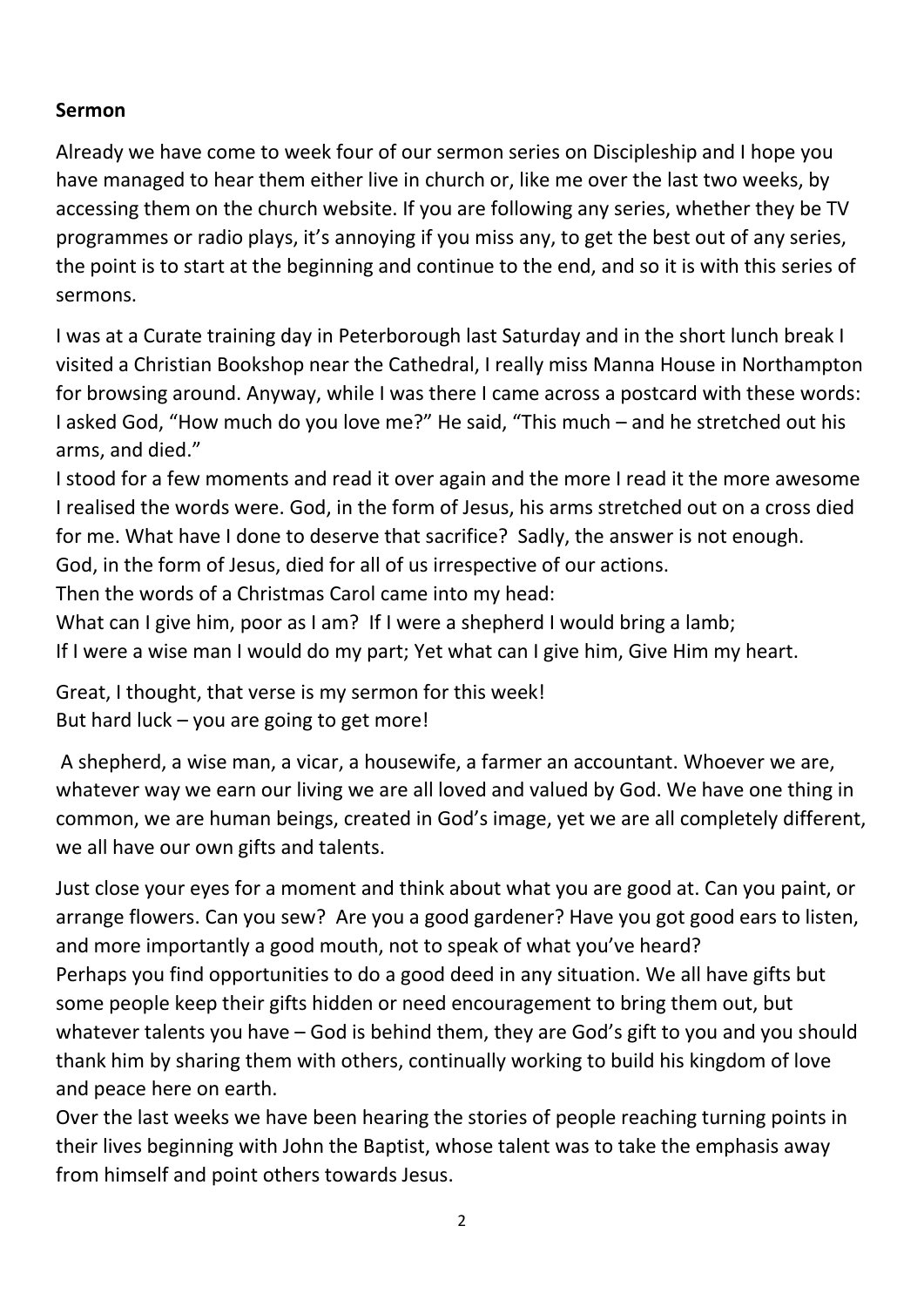**Sermon**

Already we have come to week four of our sermon series on Discipleship and I hope you have managed to hear them either live in church or, like me over the last two weeks, by accessing them on the church website. If you are following any series, whether they be TV programmes or radio plays, it's annoying if you miss any, to get the best out of any series, the point is to start at the beginning and continue to the end, and so it is with this series of sermons.

I was at a Curate training day in Peterborough last Saturday and in the short lunch break I visited a Christian Bookshop near the Cathedral, I really miss Manna House in Northampton for browsing around. Anyway, while I was there I came across a postcard with these words: I asked God, "How much do you love me?" He said, "This much – and he stretched out his arms, and died."
I stood for a few moments and read it over again and the more I read it the more awesome I realised the words were. God, in the form of Jesus, his arms stretched out on a cross died for me. What have I done to deserve that sacrifice? Sadly, the answer is not enough.
God, in the form of Jesus, died for all of us irrespective of our actions.
Then the words of a Christmas Carol came into my head:
What can I give him, poor as I am? If I were a shepherd I would bring a lamb;
If I were a wise man I would do my part; Yet what can I give him, Give Him my heart.

Great, I thought, that verse is my sermon for this week!
But hard luck – you are going to get more!

A shepherd, a wise man, a vicar, a housewife, a farmer an accountant. Whoever we are, whatever way we earn our living we are all loved and valued by God. We have one thing in common, we are human beings, created in God's image, yet we are all completely different, we all have our own gifts and talents.

Just close your eyes for a moment and think about what you are good at. Can you paint, or arrange flowers. Can you sew? Are you a good gardener? Have you got good ears to listen, and more importantly a good mouth, not to speak of what you've heard?
Perhaps you find opportunities to do a good deed in any situation. We all have gifts but some people keep their gifts hidden or need encouragement to bring them out, but whatever talents you have – God is behind them, they are God's gift to you and you should thank him by sharing them with others, continually working to build his kingdom of love and peace here on earth.
Over the last weeks we have been hearing the stories of people reaching turning points in their lives beginning with John the Baptist, whose talent was to take the emphasis away from himself and point others towards Jesus.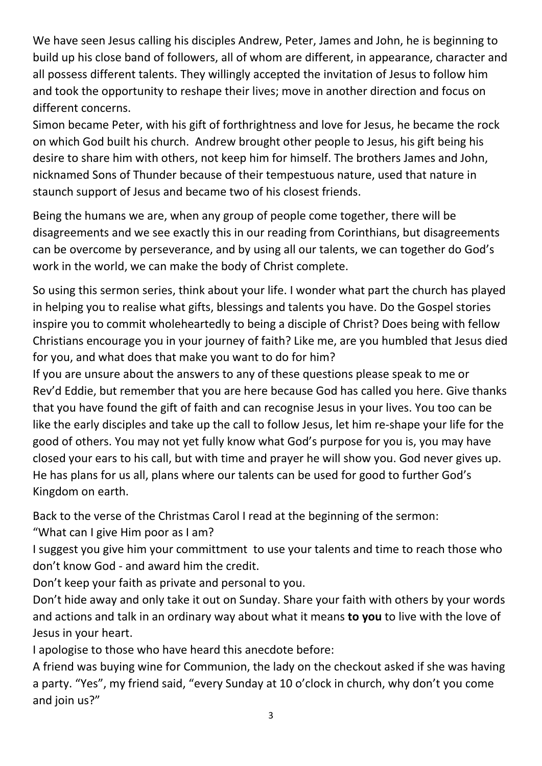We have seen Jesus calling his disciples Andrew, Peter, James and John, he is beginning to build up his close band of followers, all of whom are different, in appearance, character and all possess different talents. They willingly accepted the invitation of Jesus to follow him and took the opportunity to reshape their lives; move in another direction and focus on different concerns.
Simon became Peter, with his gift of forthrightness and love for Jesus, he became the rock on which God built his church. Andrew brought other people to Jesus, his gift being his desire to share him with others, not keep him for himself. The brothers James and John, nicknamed Sons of Thunder because of their tempestuous nature, used that nature in staunch support of Jesus and became two of his closest friends.

Being the humans we are, when any group of people come together, there will be disagreements and we see exactly this in our reading from Corinthians, but disagreements can be overcome by perseverance, and by using all our talents, we can together do God's work in the world, we can make the body of Christ complete.

So using this sermon series, think about your life. I wonder what part the church has played in helping you to realise what gifts, blessings and talents you have. Do the Gospel stories inspire you to commit wholeheartedly to being a disciple of Christ? Does being with fellow Christians encourage you in your journey of faith? Like me, are you humbled that Jesus died for you, and what does that make you want to do for him?
If you are unsure about the answers to any of these questions please speak to me or Rev'd Eddie, but remember that you are here because God has called you here. Give thanks that you have found the gift of faith and can recognise Jesus in your lives. You too can be like the early disciples and take up the call to follow Jesus, let him re-shape your life for the good of others. You may not yet fully know what God's purpose for you is, you may have closed your ears to his call, but with time and prayer he will show you. God never gives up. He has plans for us all, plans where our talents can be used for good to further God's Kingdom on earth.

Back to the verse of the Christmas Carol I read at the beginning of the sermon:
"What can I give Him poor as I am?
I suggest you give him your committment to use your talents and time to reach those who don't know God - and award him the credit.
Don't keep your faith as private and personal to you.
Don't hide away and only take it out on Sunday. Share your faith with others by your words and actions and talk in an ordinary way about what it means **to you** to live with the love of Jesus in your heart.
I apologise to those who have heard this anecdote before:
A friend was buying wine for Communion, the lady on the checkout asked if she was having a party. "Yes", my friend said, "every Sunday at 10 o'clock in church, why don't you come and join us?"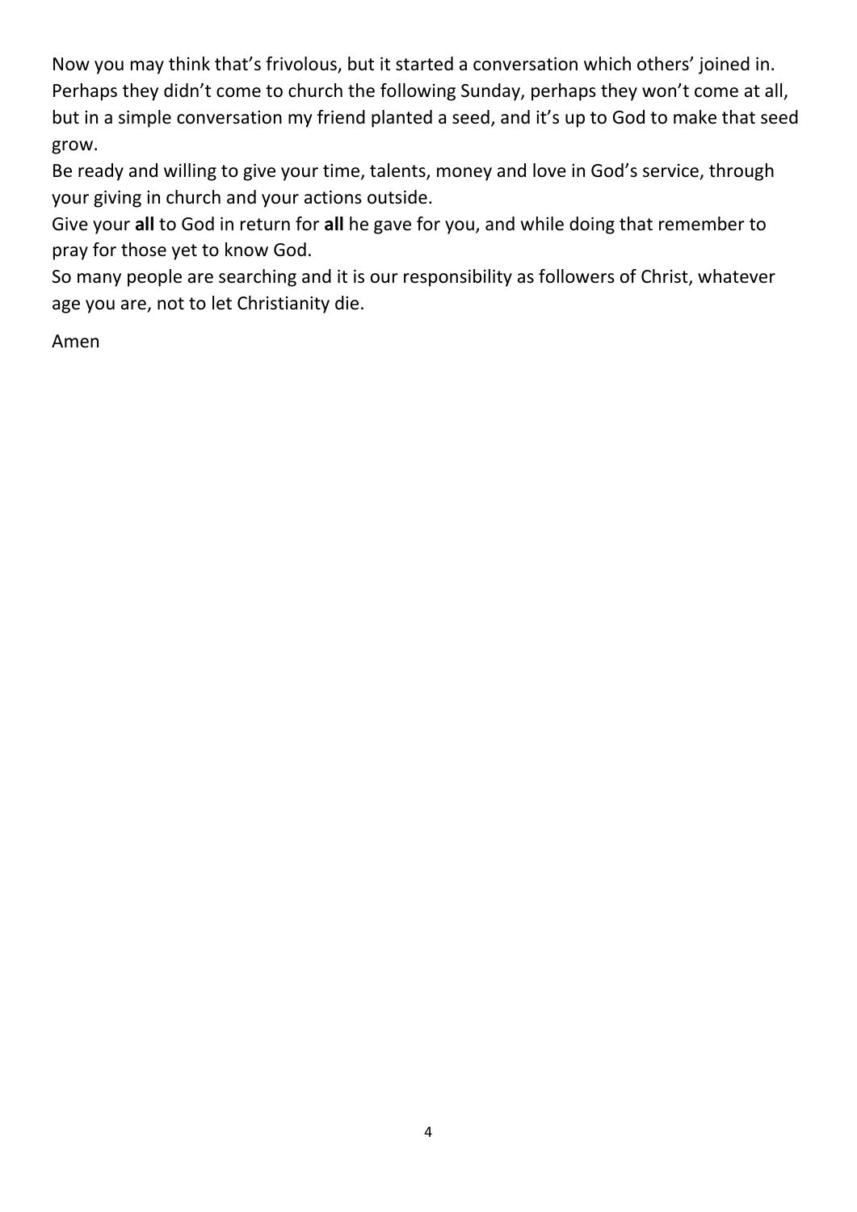Now you may think that's frivolous, but it started a conversation which others' joined in. Perhaps they didn't come to church the following Sunday, perhaps they won't come at all, but in a simple conversation my friend planted a seed, and it's up to God to make that seed grow.

Be ready and willing to give your time, talents, money and love in God's service, through your giving in church and your actions outside.

Give your **all** to God in return for **all** he gave for you, and while doing that remember to pray for those yet to know God.

So many people are searching and it is our responsibility as followers of Christ, whatever age you are, not to let Christianity die.

Amen